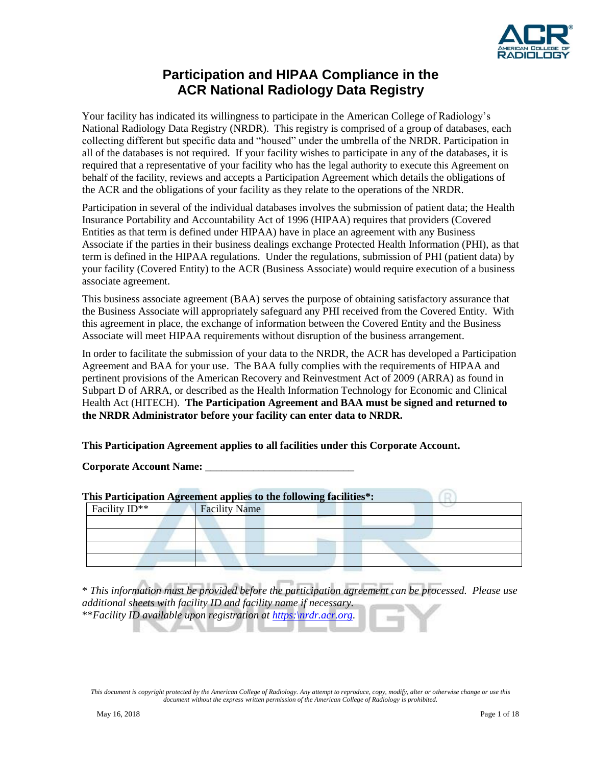# Participation and HIPAA Compliance in the ACR National Radiology Data Registry

Your facility has indicated its willingness to participate in the American College of Radiology's National Radiology Data Registry (NRDR). This registry is comprised of a group of databases, each collecting different but specific data and "housed" under the umbrella of the NRDR. Participation in all of the databases is not required. If your facility wishes to participate in any of the databases, it is required that a representative of your facility who has the legal authority to execute this Agreement on behalf of the facility, reviews and accepts a Participation Agreement which details the obligations of the ACR and the obligations of your facility as they relate to the operations of the NRDR.

Participation in several of the individual databases involves the submission of patient data; the Health Insurance Portability and Accountability Act of 1996 (HIPAA) requires that providers (Covered Entities as that term is defined under HIPAA) have in place an agreement with any Business Associate if the parties in their business dealings exchange Protected Health Information (PHI), as that term is defined in the HIPAA regulations. Under the regulations, submission of PHI (patient data) by your facility (Covered Entity) to the ACR (Business Associate) would require execution of a business associate agreement.

This business associate agreement (BAA) serves the purpose of obtaining satisfactory assurance that the Business Associate will appropriately safeguard any PHI received from the Covered Entity. With this agreement in place, the exchange of information between the Covered Entity and the Business Associate will meet HIPAA requirements without disruption of the business arrangement.

In order to facilitate the submission of your data to the NRDR, the ACR has developed a Participation Agreement and BAA for your use. The BAA fully complies with the requirements of HIPAA and pertinent provisions of the American Recovery and Reinvestment Act of 2009 (ARRA) as found in Subpart D of ARRA, or described as the Health Information Technology for Economic and Clinical Health Act (HITECH). **The Participation Agreement and BAA must be signed and returned to the NRDR Administrator before your facility can enter data to NRDR.**

**This Participation Agreement applies to all facilities under this Corporate Account.**

**Corporate Account Name:** ___________________________

**This Participation Agreement applies to the following facilities*:**

| Facility ID** | Facility Name |
|---|---|
| | |
| | |
| | |
| | |

\* *This information must be provided before the participation agreement can be processed. Please use additional sheets with facility ID and facility name if necessary.*
\*\**Facility ID available upon registration at https:\nrdr.acr.org.*

*This document is copyright protected by the American College of Radiology. Any attempt to reproduce, copy, modify, alter or otherwise change or use this document without the express written permission of the American College of Radiology is prohibited.*

May 16, 2018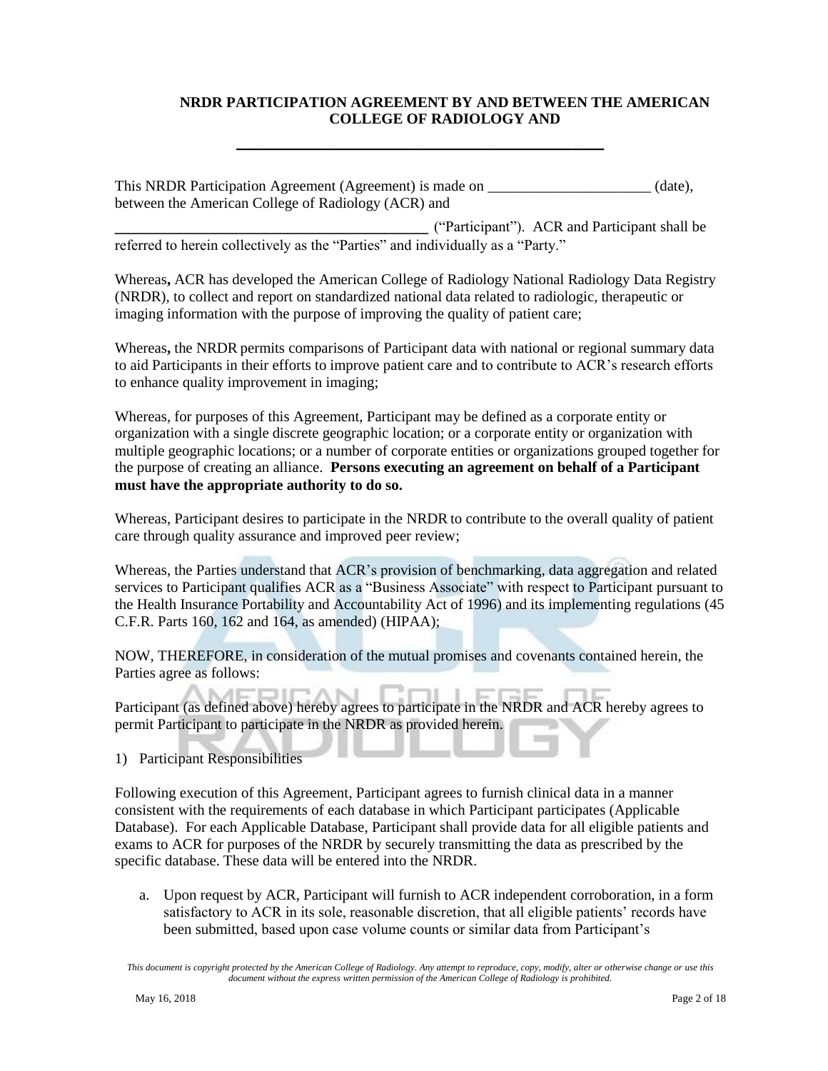**NRDR PARTICIPATION AGREEMENT BY AND BETWEEN THE AMERICAN COLLEGE OF RADIOLOGY AND**

**_____________________________________________**

This NRDR Participation Agreement (Agreement) is made on ______________________ (date), between the American College of Radiology (ACR) and

**__________________________________________** ("Participant"). ACR and Participant shall be referred to herein collectively as the "Parties" and individually as a "Party."

Whereas**,** ACR has developed the American College of Radiology National Radiology Data Registry (NRDR), to collect and report on standardized national data related to radiologic, therapeutic or imaging information with the purpose of improving the quality of patient care;

Whereas**,** the NRDR permits comparisons of Participant data with national or regional summary data to aid Participants in their efforts to improve patient care and to contribute to ACR's research efforts to enhance quality improvement in imaging;

Whereas, for purposes of this Agreement, Participant may be defined as a corporate entity or organization with a single discrete geographic location; or a corporate entity or organization with multiple geographic locations; or a number of corporate entities or organizations grouped together for the purpose of creating an alliance. **Persons executing an agreement on behalf of a Participant must have the appropriate authority to do so.**

Whereas, Participant desires to participate in the NRDR to contribute to the overall quality of patient care through quality assurance and improved peer review;

Whereas, the Parties understand that ACR's provision of benchmarking, data aggregation and related services to Participant qualifies ACR as a "Business Associate" with respect to Participant pursuant to the Health Insurance Portability and Accountability Act of 1996) and its implementing regulations (45 C.F.R. Parts 160, 162 and 164, as amended) (HIPAA);

NOW, THEREFORE, in consideration of the mutual promises and covenants contained herein, the Parties agree as follows:

Participant (as defined above) hereby agrees to participate in the NRDR and ACR hereby agrees to permit Participant to participate in the NRDR as provided herein.

1) Participant Responsibilities

Following execution of this Agreement, Participant agrees to furnish clinical data in a manner consistent with the requirements of each database in which Participant participates (Applicable Database). For each Applicable Database, Participant shall provide data for all eligible patients and exams to ACR for purposes of the NRDR by securely transmitting the data as prescribed by the specific database. These data will be entered into the NRDR.

a. Upon request by ACR, Participant will furnish to ACR independent corroboration, in a form satisfactory to ACR in its sole, reasonable discretion, that all eligible patients' records have been submitted, based upon case volume counts or similar data from Participant's

*This document is copyright protected by the American College of Radiology. Any attempt to reproduce, copy, modify, alter or otherwise change or use this document without the express written permission of the American College of Radiology is prohibited.*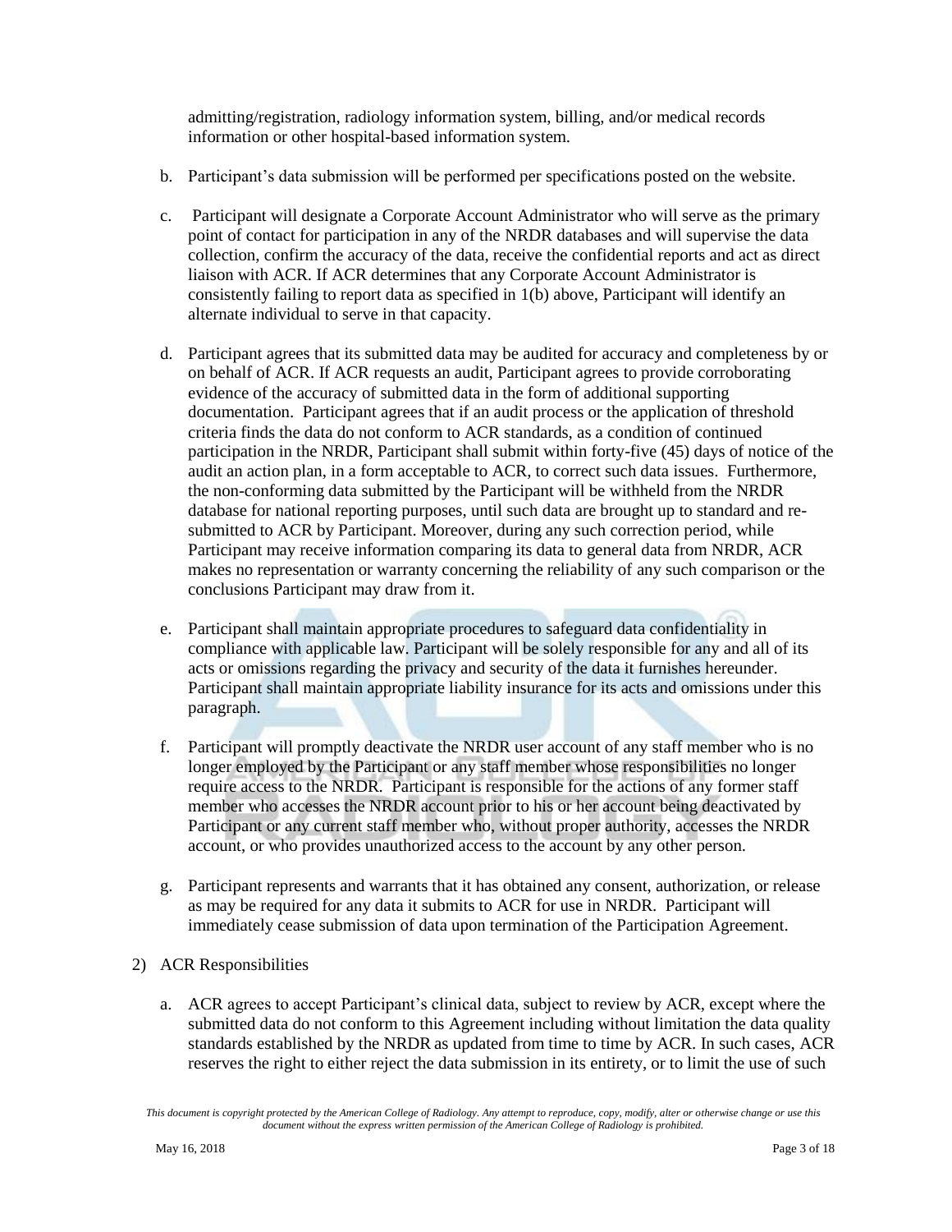admitting/registration, radiology information system, billing, and/or medical records information or other hospital-based information system.

b. Participant's data submission will be performed per specifications posted on the website.

c. Participant will designate a Corporate Account Administrator who will serve as the primary point of contact for participation in any of the NRDR databases and will supervise the data collection, confirm the accuracy of the data, receive the confidential reports and act as direct liaison with ACR. If ACR determines that any Corporate Account Administrator is consistently failing to report data as specified in 1(b) above, Participant will identify an alternate individual to serve in that capacity.

d. Participant agrees that its submitted data may be audited for accuracy and completeness by or on behalf of ACR. If ACR requests an audit, Participant agrees to provide corroborating evidence of the accuracy of submitted data in the form of additional supporting documentation. Participant agrees that if an audit process or the application of threshold criteria finds the data do not conform to ACR standards, as a condition of continued participation in the NRDR, Participant shall submit within forty-five (45) days of notice of the audit an action plan, in a form acceptable to ACR, to correct such data issues. Furthermore, the non-conforming data submitted by the Participant will be withheld from the NRDR database for national reporting purposes, until such data are brought up to standard and re-submitted to ACR by Participant. Moreover, during any such correction period, while Participant may receive information comparing its data to general data from NRDR, ACR makes no representation or warranty concerning the reliability of any such comparison or the conclusions Participant may draw from it.

e. Participant shall maintain appropriate procedures to safeguard data confidentiality in compliance with applicable law. Participant will be solely responsible for any and all of its acts or omissions regarding the privacy and security of the data it furnishes hereunder. Participant shall maintain appropriate liability insurance for its acts and omissions under this paragraph.

f. Participant will promptly deactivate the NRDR user account of any staff member who is no longer employed by the Participant or any staff member whose responsibilities no longer require access to the NRDR. Participant is responsible for the actions of any former staff member who accesses the NRDR account prior to his or her account being deactivated by Participant or any current staff member who, without proper authority, accesses the NRDR account, or who provides unauthorized access to the account by any other person.

g. Participant represents and warrants that it has obtained any consent, authorization, or release as may be required for any data it submits to ACR for use in NRDR. Participant will immediately cease submission of data upon termination of the Participation Agreement.

2) ACR Responsibilities

a. ACR agrees to accept Participant's clinical data, subject to review by ACR, except where the submitted data do not conform to this Agreement including without limitation the data quality standards established by the NRDR as updated from time to time by ACR. In such cases, ACR reserves the right to either reject the data submission in its entirety, or to limit the use of such

*This document is copyright protected by the American College of Radiology. Any attempt to reproduce, copy, modify, alter or otherwise change or use this document without the express written permission of the American College of Radiology is prohibited.*

May 16, 2018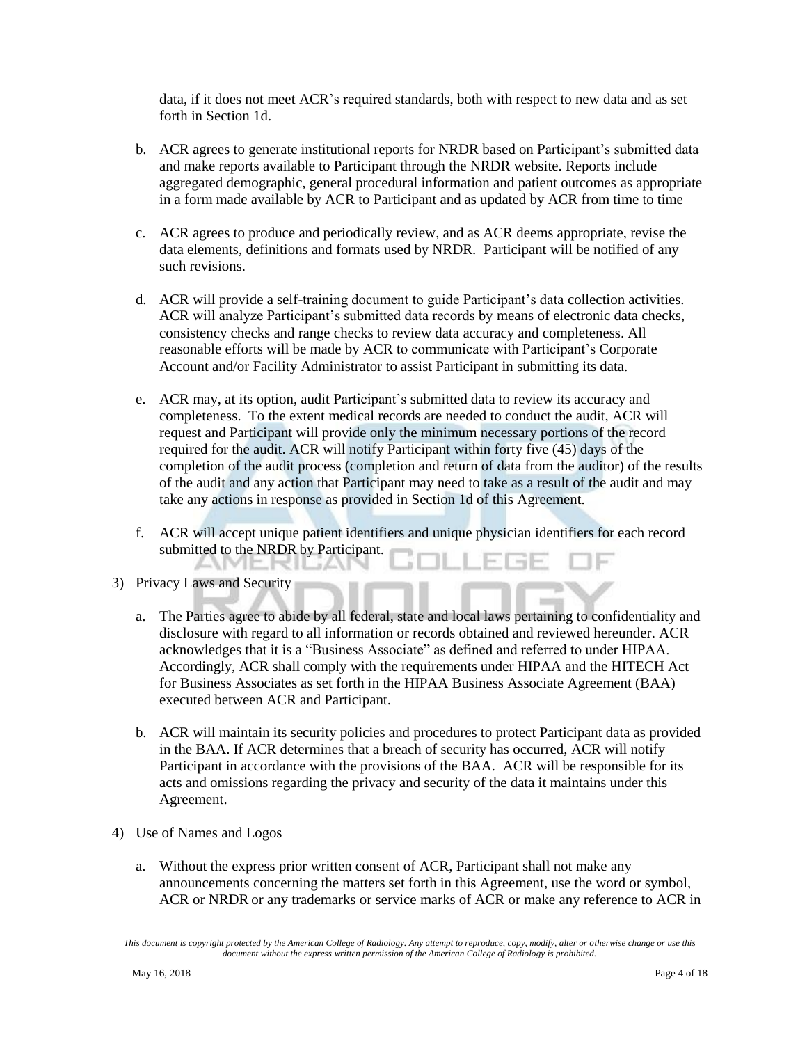data, if it does not meet ACR's required standards, both with respect to new data and as set forth in Section 1d.

b. ACR agrees to generate institutional reports for NRDR based on Participant's submitted data and make reports available to Participant through the NRDR website. Reports include aggregated demographic, general procedural information and patient outcomes as appropriate in a form made available by ACR to Participant and as updated by ACR from time to time

c. ACR agrees to produce and periodically review, and as ACR deems appropriate, revise the data elements, definitions and formats used by NRDR. Participant will be notified of any such revisions.

d. ACR will provide a self-training document to guide Participant's data collection activities. ACR will analyze Participant's submitted data records by means of electronic data checks, consistency checks and range checks to review data accuracy and completeness. All reasonable efforts will be made by ACR to communicate with Participant's Corporate Account and/or Facility Administrator to assist Participant in submitting its data.

e. ACR may, at its option, audit Participant's submitted data to review its accuracy and completeness. To the extent medical records are needed to conduct the audit, ACR will request and Participant will provide only the minimum necessary portions of the record required for the audit. ACR will notify Participant within forty five (45) days of the completion of the audit process (completion and return of data from the auditor) of the results of the audit and any action that Participant may need to take as a result of the audit and may take any actions in response as provided in Section 1d of this Agreement.

f. ACR will accept unique patient identifiers and unique physician identifiers for each record submitted to the NRDR by Participant.

3) Privacy Laws and Security

a. The Parties agree to abide by all federal, state and local laws pertaining to confidentiality and disclosure with regard to all information or records obtained and reviewed hereunder. ACR acknowledges that it is a "Business Associate" as defined and referred to under HIPAA. Accordingly, ACR shall comply with the requirements under HIPAA and the HITECH Act for Business Associates as set forth in the HIPAA Business Associate Agreement (BAA) executed between ACR and Participant.

b. ACR will maintain its security policies and procedures to protect Participant data as provided in the BAA. If ACR determines that a breach of security has occurred, ACR will notify Participant in accordance with the provisions of the BAA. ACR will be responsible for its acts and omissions regarding the privacy and security of the data it maintains under this Agreement.

4) Use of Names and Logos

a. Without the express prior written consent of ACR, Participant shall not make any announcements concerning the matters set forth in this Agreement, use the word or symbol, ACR or NRDR or any trademarks or service marks of ACR or make any reference to ACR in

*This document is copyright protected by the American College of Radiology. Any attempt to reproduce, copy, modify, alter or otherwise change or use this document without the express written permission of the American College of Radiology is prohibited.*

May 16, 2018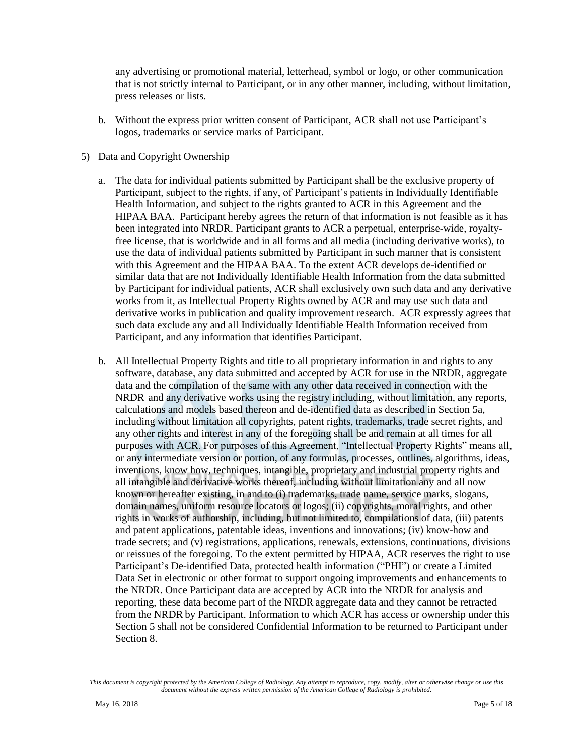any advertising or promotional material, letterhead, symbol or logo, or other communication that is not strictly internal to Participant, or in any other manner, including, without limitation, press releases or lists.

b. Without the express prior written consent of Participant, ACR shall not use Participant's logos, trademarks or service marks of Participant.

5) Data and Copyright Ownership

a. The data for individual patients submitted by Participant shall be the exclusive property of Participant, subject to the rights, if any, of Participant's patients in Individually Identifiable Health Information, and subject to the rights granted to ACR in this Agreement and the HIPAA BAA. Participant hereby agrees the return of that information is not feasible as it has been integrated into NRDR. Participant grants to ACR a perpetual, enterprise-wide, royalty-free license, that is worldwide and in all forms and all media (including derivative works), to use the data of individual patients submitted by Participant in such manner that is consistent with this Agreement and the HIPAA BAA. To the extent ACR develops de-identified or similar data that are not Individually Identifiable Health Information from the data submitted by Participant for individual patients, ACR shall exclusively own such data and any derivative works from it, as Intellectual Property Rights owned by ACR and may use such data and derivative works in publication and quality improvement research. ACR expressly agrees that such data exclude any and all Individually Identifiable Health Information received from Participant, and any information that identifies Participant.

b. All Intellectual Property Rights and title to all proprietary information in and rights to any software, database, any data submitted and accepted by ACR for use in the NRDR, aggregate data and the compilation of the same with any other data received in connection with the NRDR and any derivative works using the registry including, without limitation, any reports, calculations and models based thereon and de-identified data as described in Section 5a, including without limitation all copyrights, patent rights, trademarks, trade secret rights, and any other rights and interest in any of the foregoing shall be and remain at all times for all purposes with ACR. For purposes of this Agreement, "Intellectual Property Rights" means all, or any intermediate version or portion, of any formulas, processes, outlines, algorithms, ideas, inventions, know how, techniques, intangible, proprietary and industrial property rights and all intangible and derivative works thereof, including without limitation any and all now known or hereafter existing, in and to (i) trademarks, trade name, service marks, slogans, domain names, uniform resource locators or logos; (ii) copyrights, moral rights, and other rights in works of authorship, including, but not limited to, compilations of data, (iii) patents and patent applications, patentable ideas, inventions and innovations; (iv) know-how and trade secrets; and (v) registrations, applications, renewals, extensions, continuations, divisions or reissues of the foregoing. To the extent permitted by HIPAA, ACR reserves the right to use Participant's De-identified Data, protected health information ("PHI") or create a Limited Data Set in electronic or other format to support ongoing improvements and enhancements to the NRDR. Once Participant data are accepted by ACR into the NRDR for analysis and reporting, these data become part of the NRDR aggregate data and they cannot be retracted from the NRDR by Participant. Information to which ACR has access or ownership under this Section 5 shall not be considered Confidential Information to be returned to Participant under Section 8.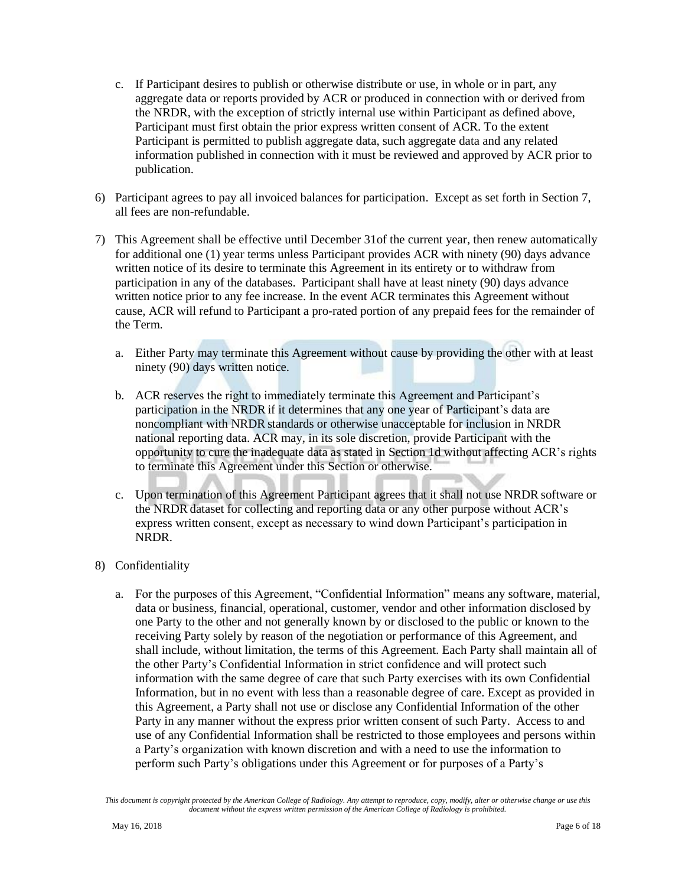c. If Participant desires to publish or otherwise distribute or use, in whole or in part, any aggregate data or reports provided by ACR or produced in connection with or derived from the NRDR, with the exception of strictly internal use within Participant as defined above, Participant must first obtain the prior express written consent of ACR. To the extent Participant is permitted to publish aggregate data, such aggregate data and any related information published in connection with it must be reviewed and approved by ACR prior to publication.

6) Participant agrees to pay all invoiced balances for participation. Except as set forth in Section 7, all fees are non-refundable.

7) This Agreement shall be effective until December 31of the current year, then renew automatically for additional one (1) year terms unless Participant provides ACR with ninety (90) days advance written notice of its desire to terminate this Agreement in its entirety or to withdraw from participation in any of the databases. Participant shall have at least ninety (90) days advance written notice prior to any fee increase. In the event ACR terminates this Agreement without cause, ACR will refund to Participant a pro-rated portion of any prepaid fees for the remainder of the Term.

   a. Either Party may terminate this Agreement without cause by providing the other with at least ninety (90) days written notice.

   b. ACR reserves the right to immediately terminate this Agreement and Participant's participation in the NRDR if it determines that any one year of Participant's data are noncompliant with NRDR standards or otherwise unacceptable for inclusion in NRDR national reporting data. ACR may, in its sole discretion, provide Participant with the opportunity to cure the inadequate data as stated in Section 1d without affecting ACR's rights to terminate this Agreement under this Section or otherwise.

   c. Upon termination of this Agreement Participant agrees that it shall not use NRDR software or the NRDR dataset for collecting and reporting data or any other purpose without ACR's express written consent, except as necessary to wind down Participant's participation in NRDR.

8) Confidentiality

   a. For the purposes of this Agreement, "Confidential Information" means any software, material, data or business, financial, operational, customer, vendor and other information disclosed by one Party to the other and not generally known by or disclosed to the public or known to the receiving Party solely by reason of the negotiation or performance of this Agreement, and shall include, without limitation, the terms of this Agreement. Each Party shall maintain all of the other Party's Confidential Information in strict confidence and will protect such information with the same degree of care that such Party exercises with its own Confidential Information, but in no event with less than a reasonable degree of care. Except as provided in this Agreement, a Party shall not use or disclose any Confidential Information of the other Party in any manner without the express prior written consent of such Party. Access to and use of any Confidential Information shall be restricted to those employees and persons within a Party's organization with known discretion and with a need to use the information to perform such Party's obligations under this Agreement or for purposes of a Party's

*This document is copyright protected by the American College of Radiology. Any attempt to reproduce, copy, modify, alter or otherwise change or use this document without the express written permission of the American College of Radiology is prohibited.*

May 16, 2018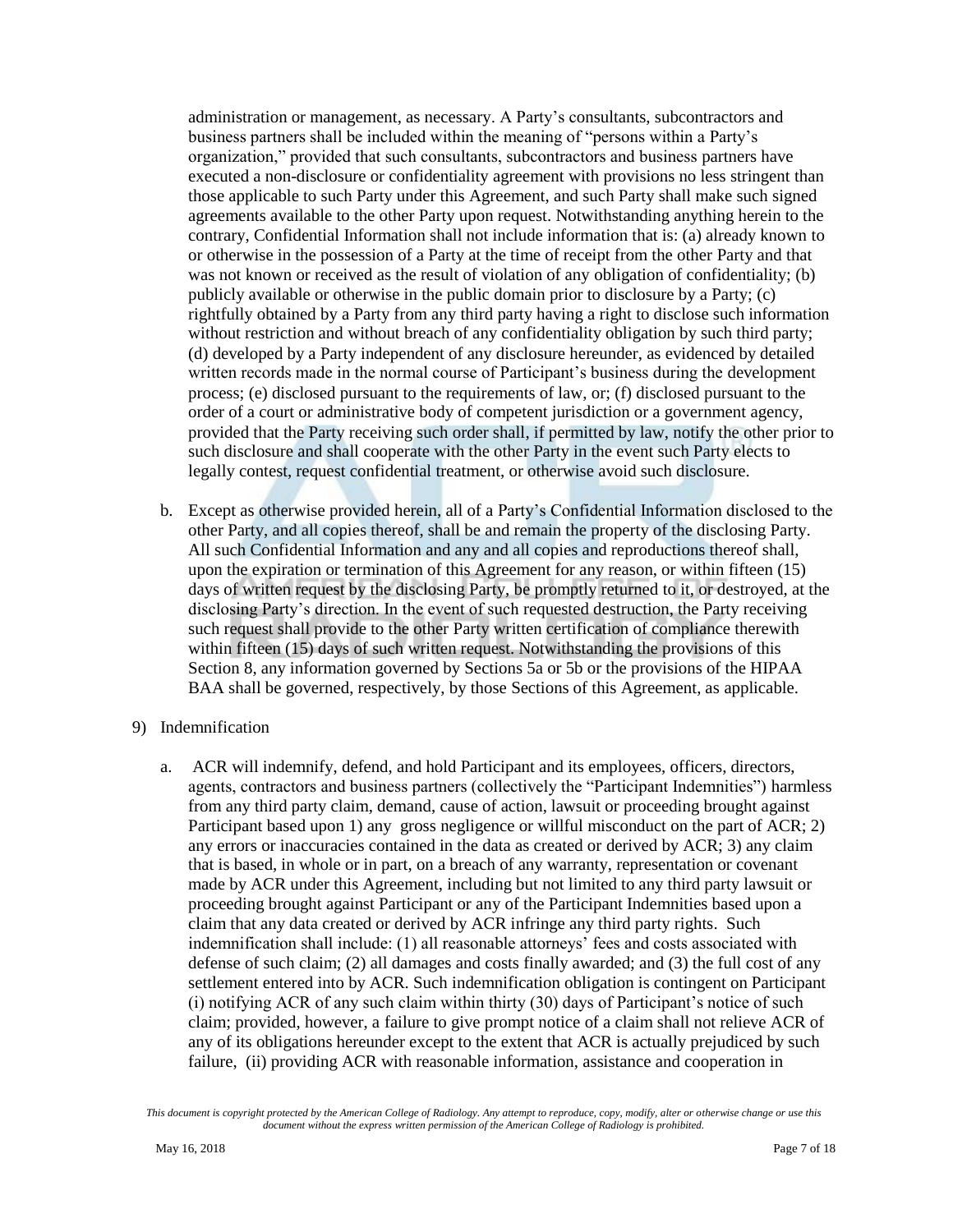administration or management, as necessary. A Party's consultants, subcontractors and business partners shall be included within the meaning of "persons within a Party's organization," provided that such consultants, subcontractors and business partners have executed a non-disclosure or confidentiality agreement with provisions no less stringent than those applicable to such Party under this Agreement, and such Party shall make such signed agreements available to the other Party upon request. Notwithstanding anything herein to the contrary, Confidential Information shall not include information that is: (a) already known to or otherwise in the possession of a Party at the time of receipt from the other Party and that was not known or received as the result of violation of any obligation of confidentiality; (b) publicly available or otherwise in the public domain prior to disclosure by a Party; (c) rightfully obtained by a Party from any third party having a right to disclose such information without restriction and without breach of any confidentiality obligation by such third party; (d) developed by a Party independent of any disclosure hereunder, as evidenced by detailed written records made in the normal course of Participant's business during the development process; (e) disclosed pursuant to the requirements of law, or; (f) disclosed pursuant to the order of a court or administrative body of competent jurisdiction or a government agency, provided that the Party receiving such order shall, if permitted by law, notify the other prior to such disclosure and shall cooperate with the other Party in the event such Party elects to legally contest, request confidential treatment, or otherwise avoid such disclosure.

b. Except as otherwise provided herein, all of a Party's Confidential Information disclosed to the other Party, and all copies thereof, shall be and remain the property of the disclosing Party. All such Confidential Information and any and all copies and reproductions thereof shall, upon the expiration or termination of this Agreement for any reason, or within fifteen (15) days of written request by the disclosing Party, be promptly returned to it, or destroyed, at the disclosing Party's direction. In the event of such requested destruction, the Party receiving such request shall provide to the other Party written certification of compliance therewith within fifteen (15) days of such written request. Notwithstanding the provisions of this Section 8, any information governed by Sections 5a or 5b or the provisions of the HIPAA BAA shall be governed, respectively, by those Sections of this Agreement, as applicable.

9) Indemnification

a. ACR will indemnify, defend, and hold Participant and its employees, officers, directors, agents, contractors and business partners (collectively the "Participant Indemnities") harmless from any third party claim, demand, cause of action, lawsuit or proceeding brought against Participant based upon 1) any gross negligence or willful misconduct on the part of ACR; 2) any errors or inaccuracies contained in the data as created or derived by ACR; 3) any claim that is based, in whole or in part, on a breach of any warranty, representation or covenant made by ACR under this Agreement, including but not limited to any third party lawsuit or proceeding brought against Participant or any of the Participant Indemnities based upon a claim that any data created or derived by ACR infringe any third party rights. Such indemnification shall include: (1) all reasonable attorneys' fees and costs associated with defense of such claim; (2) all damages and costs finally awarded; and (3) the full cost of any settlement entered into by ACR. Such indemnification obligation is contingent on Participant (i) notifying ACR of any such claim within thirty (30) days of Participant's notice of such claim; provided, however, a failure to give prompt notice of a claim shall not relieve ACR of any of its obligations hereunder except to the extent that ACR is actually prejudiced by such failure, (ii) providing ACR with reasonable information, assistance and cooperation in

*This document is copyright protected by the American College of Radiology. Any attempt to reproduce, copy, modify, alter or otherwise change or use this document without the express written permission of the American College of Radiology is prohibited.*

May 16, 2018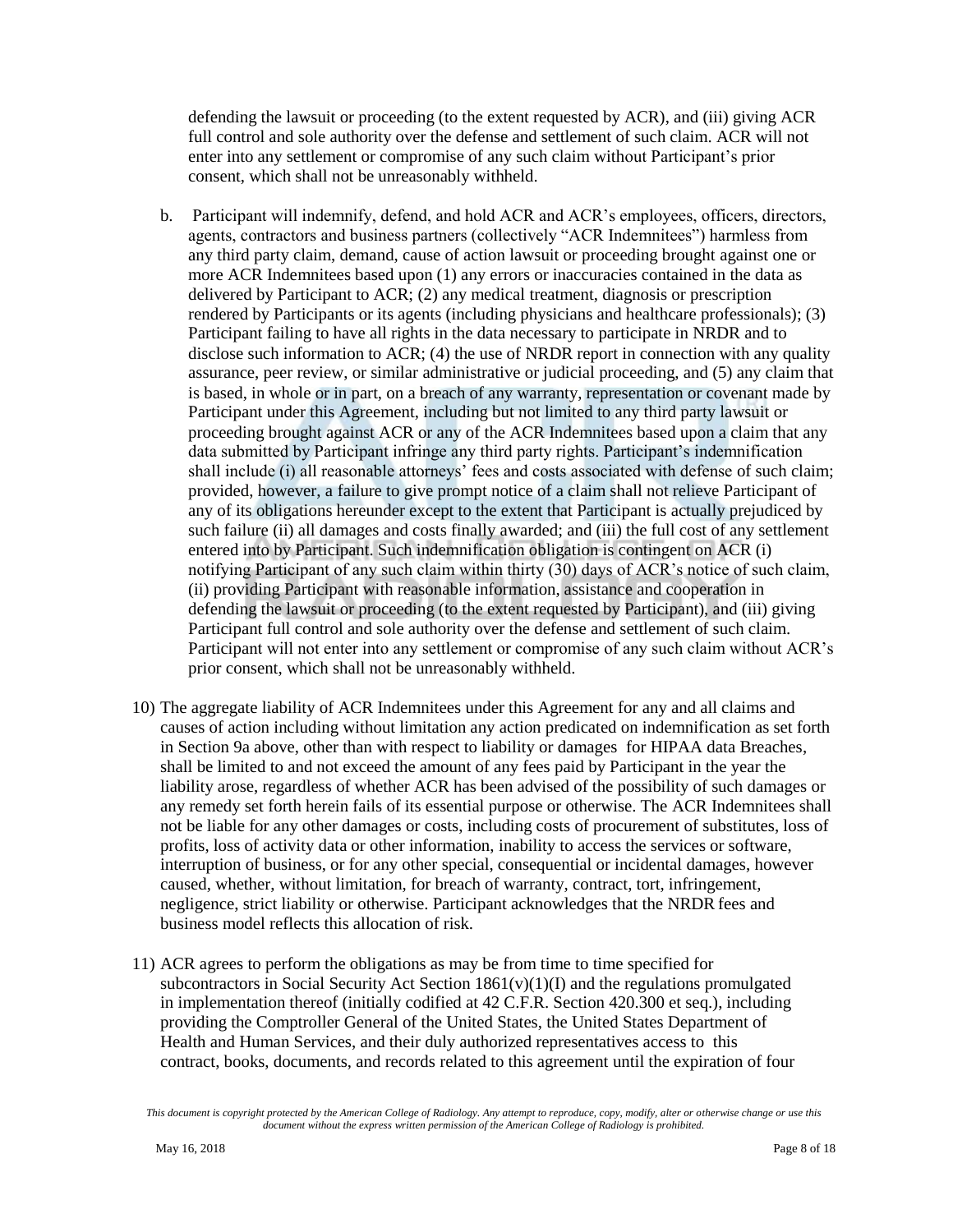defending the lawsuit or proceeding (to the extent requested by ACR), and (iii) giving ACR full control and sole authority over the defense and settlement of such claim. ACR will not enter into any settlement or compromise of any such claim without Participant's prior consent, which shall not be unreasonably withheld.

b. Participant will indemnify, defend, and hold ACR and ACR's employees, officers, directors, agents, contractors and business partners (collectively "ACR Indemnitees") harmless from any third party claim, demand, cause of action lawsuit or proceeding brought against one or more ACR Indemnitees based upon (1) any errors or inaccuracies contained in the data as delivered by Participant to ACR; (2) any medical treatment, diagnosis or prescription rendered by Participants or its agents (including physicians and healthcare professionals); (3) Participant failing to have all rights in the data necessary to participate in NRDR and to disclose such information to ACR; (4) the use of NRDR report in connection with any quality assurance, peer review, or similar administrative or judicial proceeding, and (5) any claim that is based, in whole or in part, on a breach of any warranty, representation or covenant made by Participant under this Agreement, including but not limited to any third party lawsuit or proceeding brought against ACR or any of the ACR Indemnitees based upon a claim that any data submitted by Participant infringe any third party rights. Participant's indemnification shall include (i) all reasonable attorneys' fees and costs associated with defense of such claim; provided, however, a failure to give prompt notice of a claim shall not relieve Participant of any of its obligations hereunder except to the extent that Participant is actually prejudiced by such failure (ii) all damages and costs finally awarded; and (iii) the full cost of any settlement entered into by Participant. Such indemnification obligation is contingent on ACR (i) notifying Participant of any such claim within thirty (30) days of ACR's notice of such claim, (ii) providing Participant with reasonable information, assistance and cooperation in defending the lawsuit or proceeding (to the extent requested by Participant), and (iii) giving Participant full control and sole authority over the defense and settlement of such claim. Participant will not enter into any settlement or compromise of any such claim without ACR's prior consent, which shall not be unreasonably withheld.

10) The aggregate liability of ACR Indemnitees under this Agreement for any and all claims and causes of action including without limitation any action predicated on indemnification as set forth in Section 9a above, other than with respect to liability or damages for HIPAA data Breaches, shall be limited to and not exceed the amount of any fees paid by Participant in the year the liability arose, regardless of whether ACR has been advised of the possibility of such damages or any remedy set forth herein fails of its essential purpose or otherwise. The ACR Indemnitees shall not be liable for any other damages or costs, including costs of procurement of substitutes, loss of profits, loss of activity data or other information, inability to access the services or software, interruption of business, or for any other special, consequential or incidental damages, however caused, whether, without limitation, for breach of warranty, contract, tort, infringement, negligence, strict liability or otherwise. Participant acknowledges that the NRDR fees and business model reflects this allocation of risk.

11) ACR agrees to perform the obligations as may be from time to time specified for subcontractors in Social Security Act Section 1861(v)(1)(I) and the regulations promulgated in implementation thereof (initially codified at 42 C.F.R. Section 420.300 et seq.), including providing the Comptroller General of the United States, the United States Department of Health and Human Services, and their duly authorized representatives access to this contract, books, documents, and records related to this agreement until the expiration of four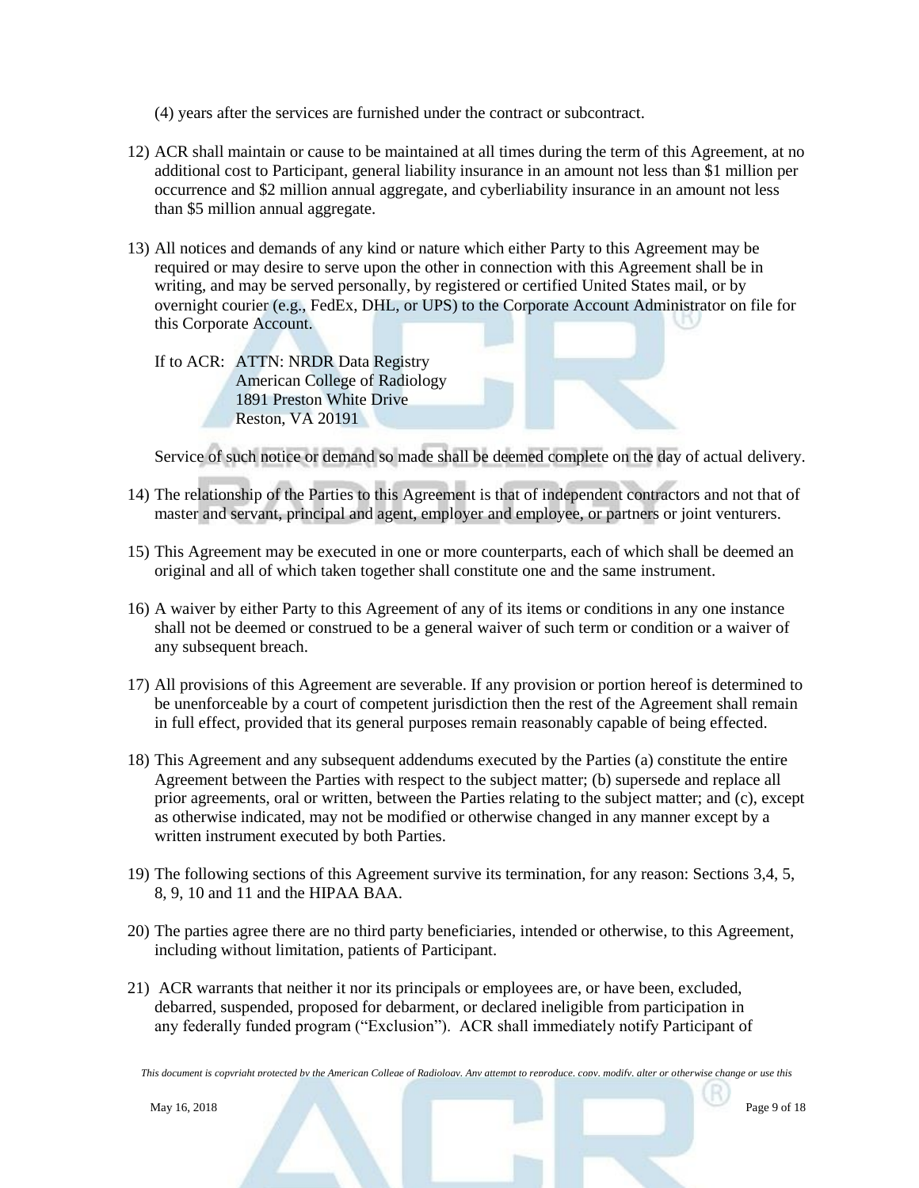(4) years after the services are furnished under the contract or subcontract.

12) ACR shall maintain or cause to be maintained at all times during the term of this Agreement, at no additional cost to Participant, general liability insurance in an amount not less than $1 million per occurrence and $2 million annual aggregate, and cyberliability insurance in an amount not less than $5 million annual aggregate.

13) All notices and demands of any kind or nature which either Party to this Agreement may be required or may desire to serve upon the other in connection with this Agreement shall be in writing, and may be served personally, by registered or certified United States mail, or by overnight courier (e.g., FedEx, DHL, or UPS) to the Corporate Account Administrator on file for this Corporate Account.

    If to ACR: ATTN: NRDR Data Registry
    American College of Radiology
    1891 Preston White Drive
    Reston, VA 20191

    Service of such notice or demand so made shall be deemed complete on the day of actual delivery.

14) The relationship of the Parties to this Agreement is that of independent contractors and not that of master and servant, principal and agent, employer and employee, or partners or joint venturers.

15) This Agreement may be executed in one or more counterparts, each of which shall be deemed an original and all of which taken together shall constitute one and the same instrument.

16) A waiver by either Party to this Agreement of any of its items or conditions in any one instance shall not be deemed or construed to be a general waiver of such term or condition or a waiver of any subsequent breach.

17) All provisions of this Agreement are severable. If any provision or portion hereof is determined to be unenforceable by a court of competent jurisdiction then the rest of the Agreement shall remain in full effect, provided that its general purposes remain reasonably capable of being effected.

18) This Agreement and any subsequent addendums executed by the Parties (a) constitute the entire Agreement between the Parties with respect to the subject matter; (b) supersede and replace all prior agreements, oral or written, between the Parties relating to the subject matter; and (c), except as otherwise indicated, may not be modified or otherwise changed in any manner except by a written instrument executed by both Parties.

19) The following sections of this Agreement survive its termination, for any reason: Sections 3,4, 5, 8, 9, 10 and 11 and the HIPAA BAA.

20) The parties agree there are no third party beneficiaries, intended or otherwise, to this Agreement, including without limitation, patients of Participant.

21) ACR warrants that neither it nor its principals or employees are, or have been, excluded, debarred, suspended, proposed for debarment, or declared ineligible from participation in any federally funded program ("Exclusion"). ACR shall immediately notify Participant of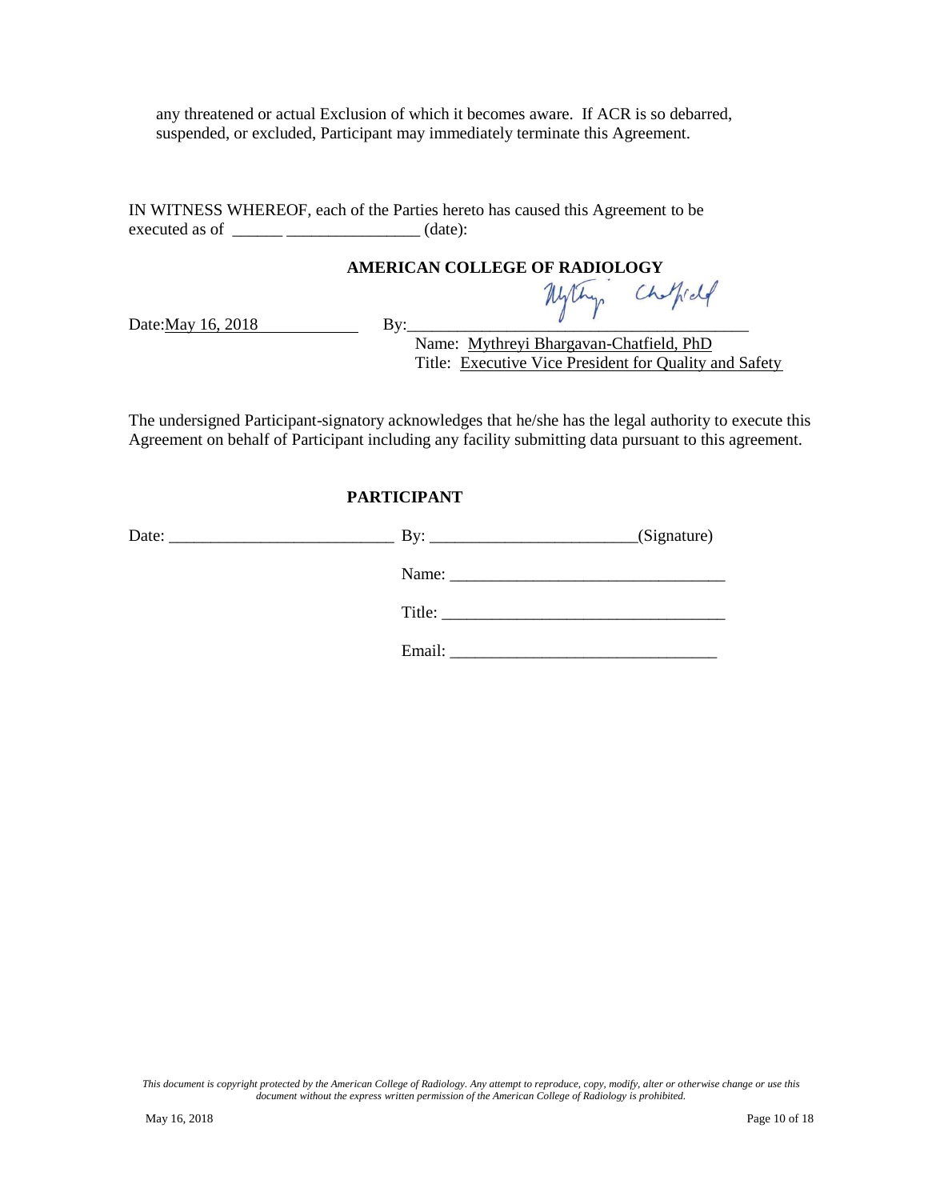any threatened or actual Exclusion of which it becomes aware. If ACR is so debarred, suspended, or excluded, Participant may immediately terminate this Agreement.

IN WITNESS WHEREOF, each of the Parties hereto has caused this Agreement to be executed as of ______ ________________ (date):

**AMERICAN COLLEGE OF RADIOLOGY**

Date: May 16, 2018 By: ________________________________

Name: Mythreyi Bhargavan-Chatfield, PhD

Title: Executive Vice President for Quality and Safety

The undersigned Participant-signatory acknowledges that he/she has the legal authority to execute this Agreement on behalf of Participant including any facility submitting data pursuant to this agreement.

**PARTICIPANT**

Date: ___________________________ By: ________________________(Signature)

Name: _________________________________

Title: _________________________________

Email: ________________________________

*This document is copyright protected by the American College of Radiology. Any attempt to reproduce, copy, modify, alter or otherwise change or use this document without the express written permission of the American College of Radiology is prohibited.*

May 16, 2018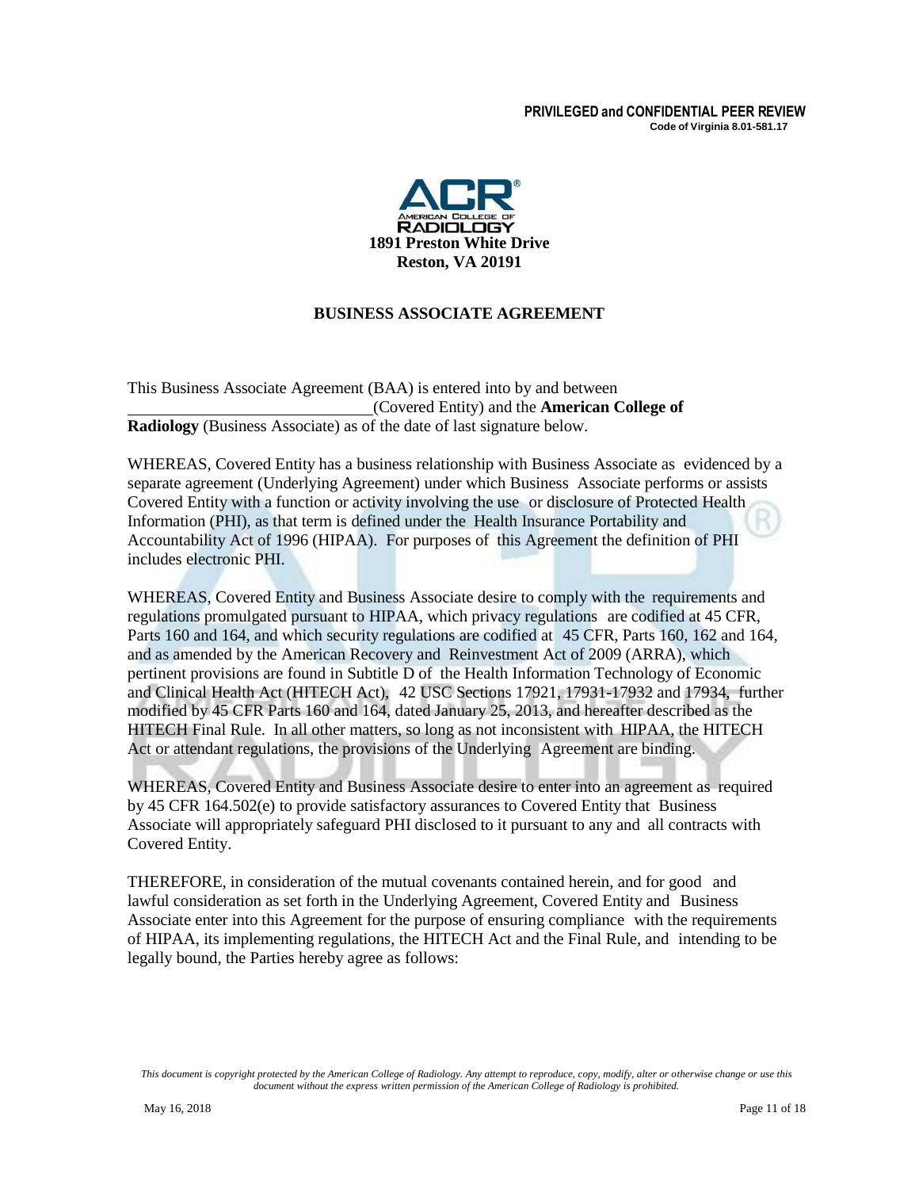**PRIVILEGED and CONFIDENTIAL PEER REVIEW**
**Code of Virginia 8.01-581.17**

**1891 Preston White Drive**
**Reston, VA 20191**

## BUSINESS ASSOCIATE AGREEMENT

This Business Associate Agreement (BAA) is entered into by and between ______________________________(Covered Entity) and the **American College of Radiology** (Business Associate) as of the date of last signature below.

WHEREAS, Covered Entity has a business relationship with Business Associate as evidenced by a separate agreement (Underlying Agreement) under which Business Associate performs or assists Covered Entity with a function or activity involving the use or disclosure of Protected Health Information (PHI), as that term is defined under the Health Insurance Portability and Accountability Act of 1996 (HIPAA). For purposes of this Agreement the definition of PHI includes electronic PHI.

WHEREAS, Covered Entity and Business Associate desire to comply with the requirements and regulations promulgated pursuant to HIPAA, which privacy regulations are codified at 45 CFR, Parts 160 and 164, and which security regulations are codified at 45 CFR, Parts 160, 162 and 164, and as amended by the American Recovery and Reinvestment Act of 2009 (ARRA), which pertinent provisions are found in Subtitle D of the Health Information Technology of Economic and Clinical Health Act (HITECH Act), 42 USC Sections 17921, 17931-17932 and 17934, further modified by 45 CFR Parts 160 and 164, dated January 25, 2013, and hereafter described as the HITECH Final Rule. In all other matters, so long as not inconsistent with HIPAA, the HITECH Act or attendant regulations, the provisions of the Underlying Agreement are binding.

WHEREAS, Covered Entity and Business Associate desire to enter into an agreement as required by 45 CFR 164.502(e) to provide satisfactory assurances to Covered Entity that Business Associate will appropriately safeguard PHI disclosed to it pursuant to any and all contracts with Covered Entity.

THEREFORE, in consideration of the mutual covenants contained herein, and for good and lawful consideration as set forth in the Underlying Agreement, Covered Entity and Business Associate enter into this Agreement for the purpose of ensuring compliance with the requirements of HIPAA, its implementing regulations, the HITECH Act and the Final Rule, and intending to be legally bound, the Parties hereby agree as follows:

*This document is copyright protected by the American College of Radiology. Any attempt to reproduce, copy, modify, alter or otherwise change or use this document without the express written permission of the American College of Radiology is prohibited.*

May 16, 2018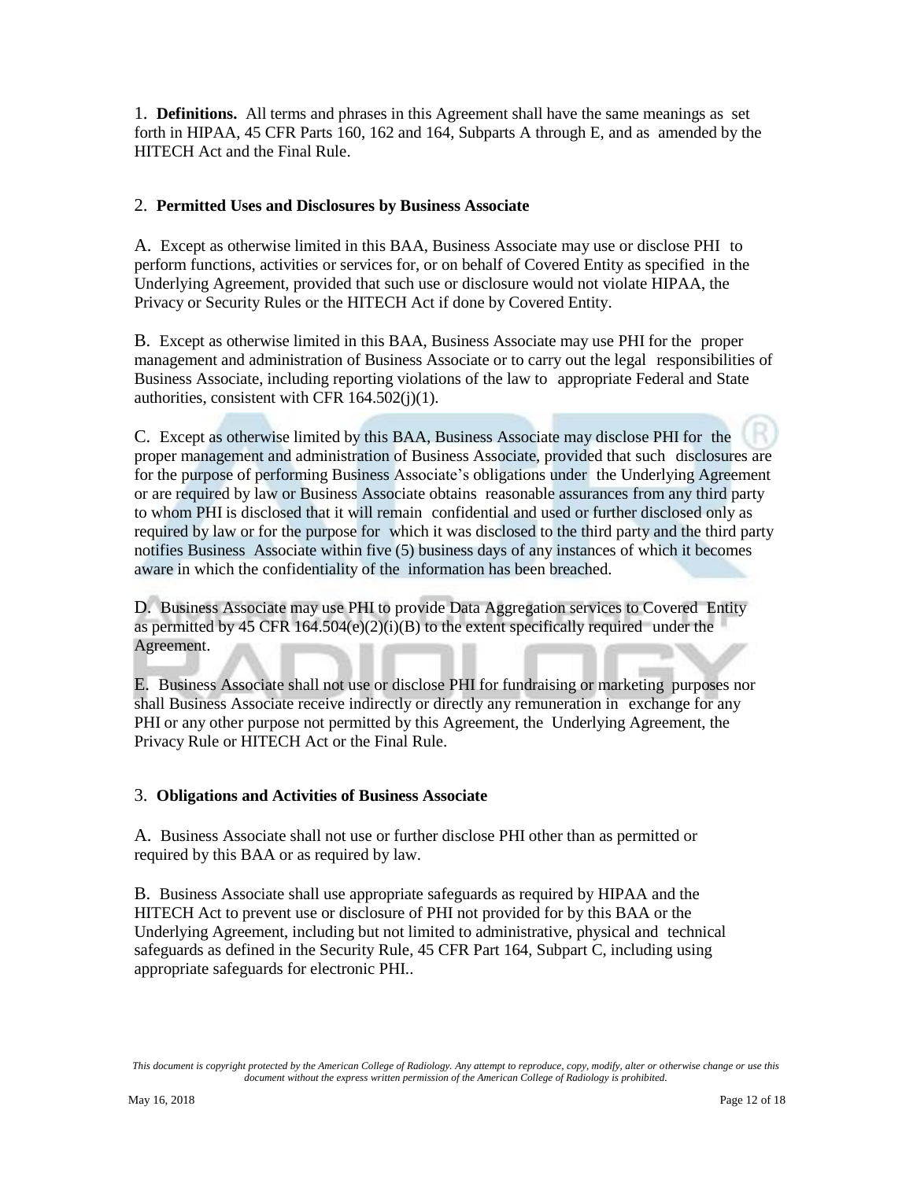1. **Definitions.** All terms and phrases in this Agreement shall have the same meanings as set forth in HIPAA, 45 CFR Parts 160, 162 and 164, Subparts A through E, and as amended by the HITECH Act and the Final Rule.

2. **Permitted Uses and Disclosures by Business Associate**

A. Except as otherwise limited in this BAA, Business Associate may use or disclose PHI to perform functions, activities or services for, or on behalf of Covered Entity as specified in the Underlying Agreement, provided that such use or disclosure would not violate HIPAA, the Privacy or Security Rules or the HITECH Act if done by Covered Entity.

B. Except as otherwise limited in this BAA, Business Associate may use PHI for the proper management and administration of Business Associate or to carry out the legal responsibilities of Business Associate, including reporting violations of the law to appropriate Federal and State authorities, consistent with CFR 164.502(j)(1).

C. Except as otherwise limited by this BAA, Business Associate may disclose PHI for the proper management and administration of Business Associate, provided that such disclosures are for the purpose of performing Business Associate's obligations under the Underlying Agreement or are required by law or Business Associate obtains reasonable assurances from any third party to whom PHI is disclosed that it will remain confidential and used or further disclosed only as required by law or for the purpose for which it was disclosed to the third party and the third party notifies Business Associate within five (5) business days of any instances of which it becomes aware in which the confidentiality of the information has been breached.

D. Business Associate may use PHI to provide Data Aggregation services to Covered Entity as permitted by 45 CFR 164.504(e)(2)(i)(B) to the extent specifically required under the Agreement.

E. Business Associate shall not use or disclose PHI for fundraising or marketing purposes nor shall Business Associate receive indirectly or directly any remuneration in exchange for any PHI or any other purpose not permitted by this Agreement, the Underlying Agreement, the Privacy Rule or HITECH Act or the Final Rule.

3. **Obligations and Activities of Business Associate**

A. Business Associate shall not use or further disclose PHI other than as permitted or required by this BAA or as required by law.

B. Business Associate shall use appropriate safeguards as required by HIPAA and the HITECH Act to prevent use or disclosure of PHI not provided for by this BAA or the Underlying Agreement, including but not limited to administrative, physical and technical safeguards as defined in the Security Rule, 45 CFR Part 164, Subpart C, including using appropriate safeguards for electronic PHI..

*This document is copyright protected by the American College of Radiology. Any attempt to reproduce, copy, modify, alter or otherwise change or use this document without the express written permission of the American College of Radiology is prohibited.*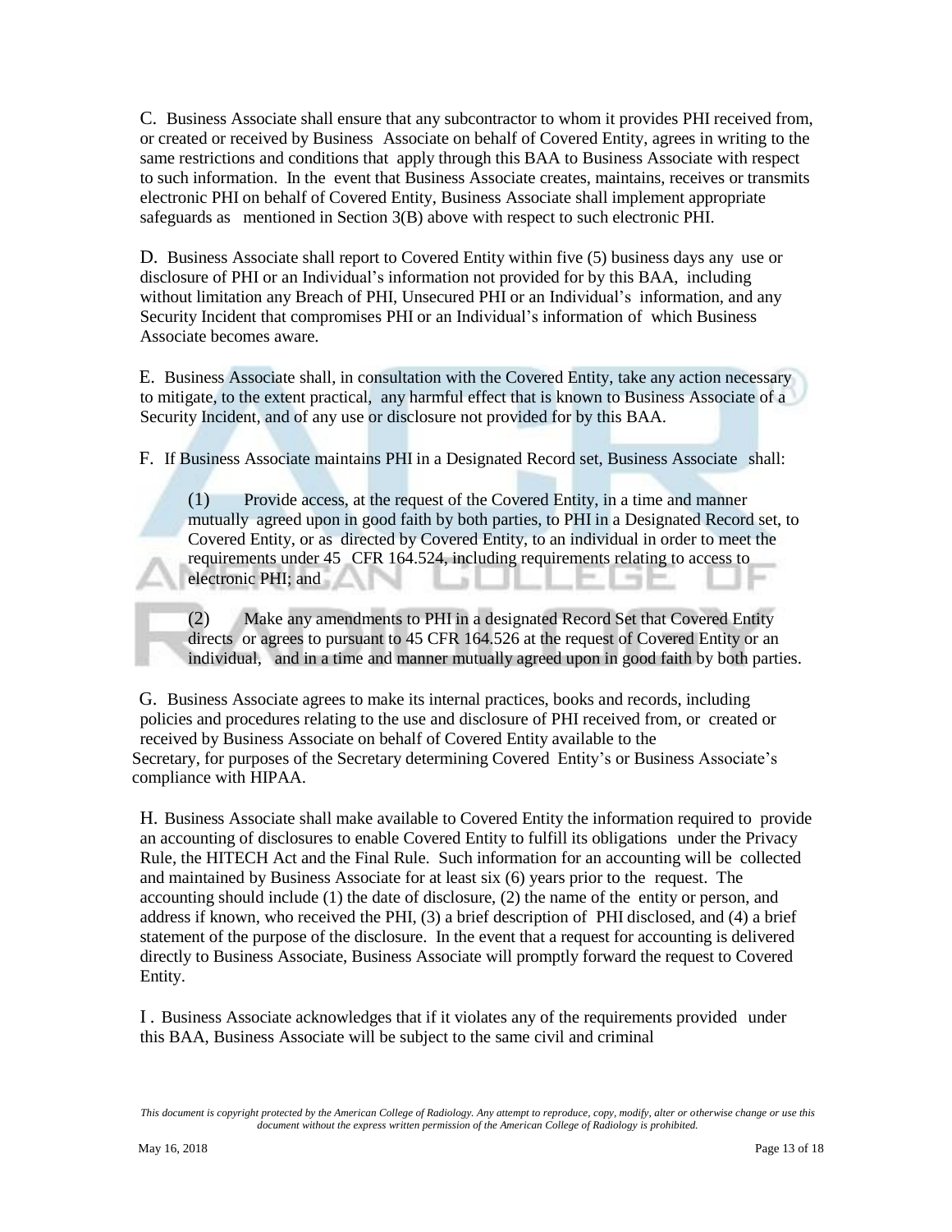C. Business Associate shall ensure that any subcontractor to whom it provides PHI received from, or created or received by Business Associate on behalf of Covered Entity, agrees in writing to the same restrictions and conditions that apply through this BAA to Business Associate with respect to such information. In the event that Business Associate creates, maintains, receives or transmits electronic PHI on behalf of Covered Entity, Business Associate shall implement appropriate safeguards as mentioned in Section 3(B) above with respect to such electronic PHI.

D. Business Associate shall report to Covered Entity within five (5) business days any use or disclosure of PHI or an Individual's information not provided for by this BAA, including without limitation any Breach of PHI, Unsecured PHI or an Individual's information, and any Security Incident that compromises PHI or an Individual's information of which Business Associate becomes aware.

E. Business Associate shall, in consultation with the Covered Entity, take any action necessary to mitigate, to the extent practical, any harmful effect that is known to Business Associate of a Security Incident, and of any use or disclosure not provided for by this BAA.

F. If Business Associate maintains PHI in a Designated Record set, Business Associate shall:

(1) Provide access, at the request of the Covered Entity, in a time and manner mutually agreed upon in good faith by both parties, to PHI in a Designated Record set, to Covered Entity, or as directed by Covered Entity, to an individual in order to meet the requirements under 45 CFR 164.524, including requirements relating to access to electronic PHI; and

(2) Make any amendments to PHI in a designated Record Set that Covered Entity directs or agrees to pursuant to 45 CFR 164.526 at the request of Covered Entity or an individual, and in a time and manner mutually agreed upon in good faith by both parties.

G. Business Associate agrees to make its internal practices, books and records, including policies and procedures relating to the use and disclosure of PHI received from, or created or received by Business Associate on behalf of Covered Entity available to the Secretary, for purposes of the Secretary determining Covered Entity's or Business Associate's compliance with HIPAA.

H. Business Associate shall make available to Covered Entity the information required to provide an accounting of disclosures to enable Covered Entity to fulfill its obligations under the Privacy Rule, the HITECH Act and the Final Rule. Such information for an accounting will be collected and maintained by Business Associate for at least six (6) years prior to the request. The accounting should include (1) the date of disclosure, (2) the name of the entity or person, and address if known, who received the PHI, (3) a brief description of PHI disclosed, and (4) a brief statement of the purpose of the disclosure. In the event that a request for accounting is delivered directly to Business Associate, Business Associate will promptly forward the request to Covered Entity.

I. Business Associate acknowledges that if it violates any of the requirements provided under this BAA, Business Associate will be subject to the same civil and criminal

*This document is copyright protected by the American College of Radiology. Any attempt to reproduce, copy, modify, alter or otherwise change or use this document without the express written permission of the American College of Radiology is prohibited.*

May 16, 2018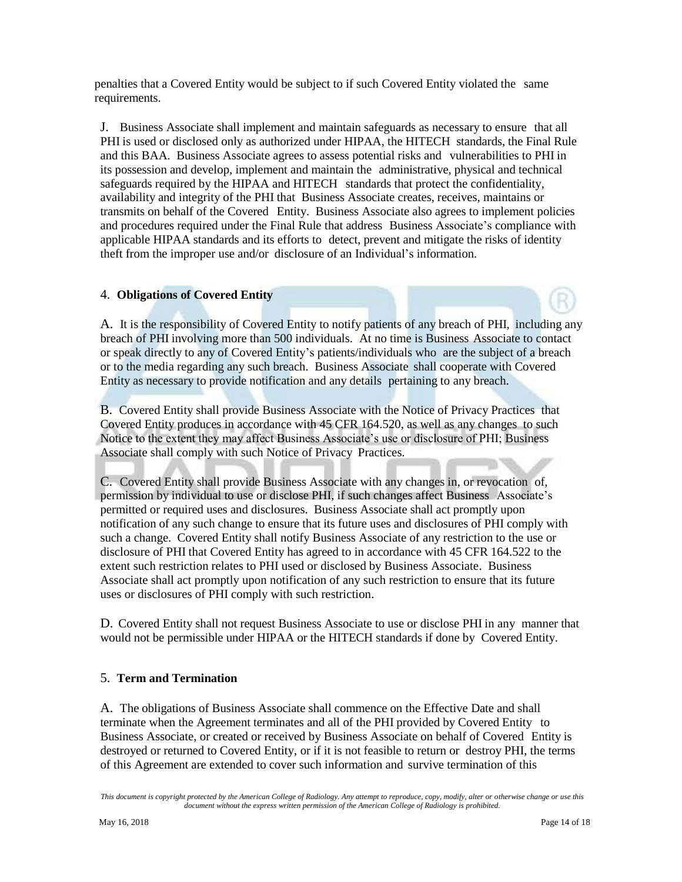penalties that a Covered Entity would be subject to if such Covered Entity violated the same requirements.

J. Business Associate shall implement and maintain safeguards as necessary to ensure that all PHI is used or disclosed only as authorized under HIPAA, the HITECH standards, the Final Rule and this BAA. Business Associate agrees to assess potential risks and vulnerabilities to PHI in its possession and develop, implement and maintain the administrative, physical and technical safeguards required by the HIPAA and HITECH standards that protect the confidentiality, availability and integrity of the PHI that Business Associate creates, receives, maintains or transmits on behalf of the Covered Entity. Business Associate also agrees to implement policies and procedures required under the Final Rule that address Business Associate's compliance with applicable HIPAA standards and its efforts to detect, prevent and mitigate the risks of identity theft from the improper use and/or disclosure of an Individual's information.

## 4. **Obligations of Covered Entity**

A. It is the responsibility of Covered Entity to notify patients of any breach of PHI, including any breach of PHI involving more than 500 individuals. At no time is Business Associate to contact or speak directly to any of Covered Entity's patients/individuals who are the subject of a breach or to the media regarding any such breach. Business Associate shall cooperate with Covered Entity as necessary to provide notification and any details pertaining to any breach.

B. Covered Entity shall provide Business Associate with the Notice of Privacy Practices that Covered Entity produces in accordance with 45 CFR 164.520, as well as any changes to such Notice to the extent they may affect Business Associate's use or disclosure of PHI; Business Associate shall comply with such Notice of Privacy Practices.

C. Covered Entity shall provide Business Associate with any changes in, or revocation of, permission by individual to use or disclose PHI, if such changes affect Business Associate's permitted or required uses and disclosures. Business Associate shall act promptly upon notification of any such change to ensure that its future uses and disclosures of PHI comply with such a change. Covered Entity shall notify Business Associate of any restriction to the use or disclosure of PHI that Covered Entity has agreed to in accordance with 45 CFR 164.522 to the extent such restriction relates to PHI used or disclosed by Business Associate. Business Associate shall act promptly upon notification of any such restriction to ensure that its future uses or disclosures of PHI comply with such restriction.

D. Covered Entity shall not request Business Associate to use or disclose PHI in any manner that would not be permissible under HIPAA or the HITECH standards if done by Covered Entity.

## 5. **Term and Termination**

A. The obligations of Business Associate shall commence on the Effective Date and shall terminate when the Agreement terminates and all of the PHI provided by Covered Entity to Business Associate, or created or received by Business Associate on behalf of Covered Entity is destroyed or returned to Covered Entity, or if it is not feasible to return or destroy PHI, the terms of this Agreement are extended to cover such information and survive termination of this

*This document is copyright protected by the American College of Radiology. Any attempt to reproduce, copy, modify, alter or otherwise change or use this document without the express written permission of the American College of Radiology is prohibited.*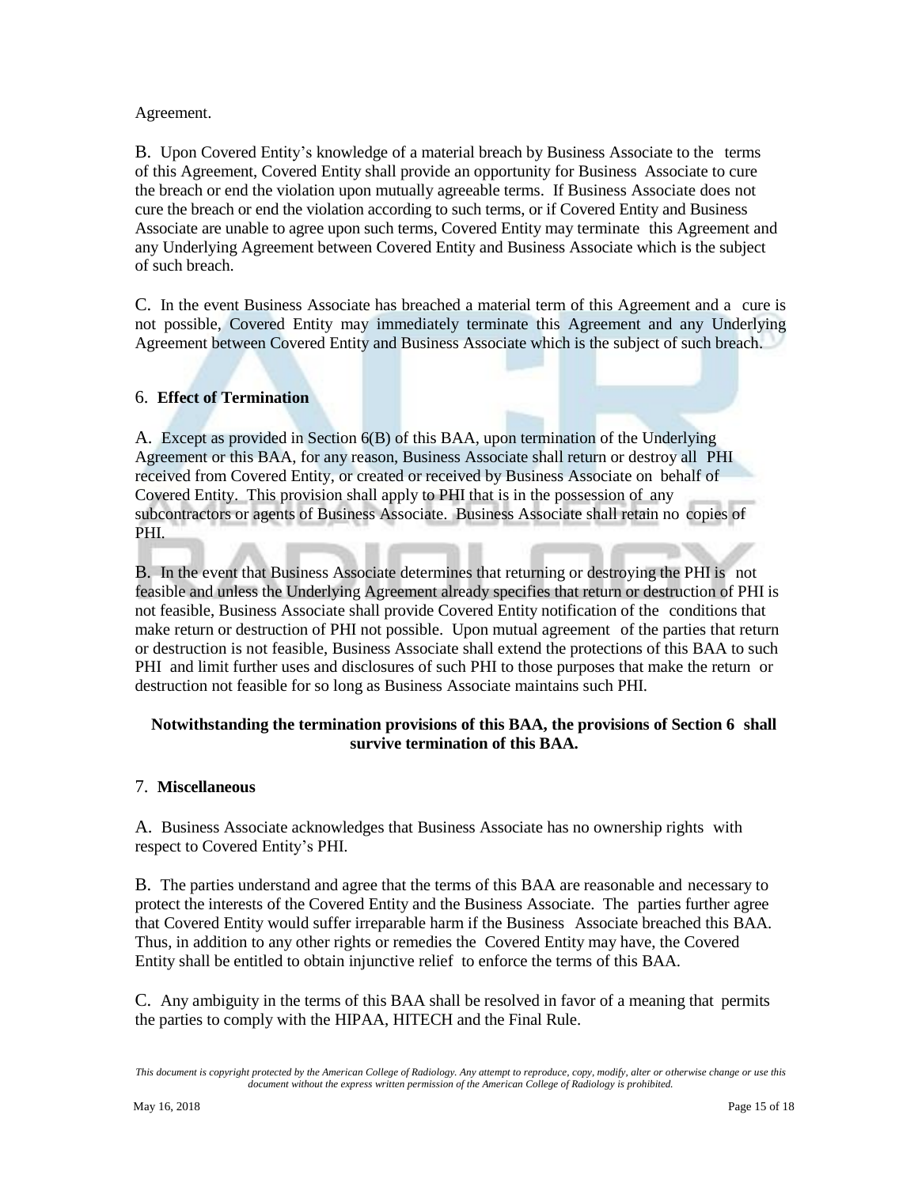Agreement.

B. Upon Covered Entity's knowledge of a material breach by Business Associate to the terms of this Agreement, Covered Entity shall provide an opportunity for Business Associate to cure the breach or end the violation upon mutually agreeable terms. If Business Associate does not cure the breach or end the violation according to such terms, or if Covered Entity and Business Associate are unable to agree upon such terms, Covered Entity may terminate this Agreement and any Underlying Agreement between Covered Entity and Business Associate which is the subject of such breach.

C. In the event Business Associate has breached a material term of this Agreement and a cure is not possible, Covered Entity may immediately terminate this Agreement and any Underlying Agreement between Covered Entity and Business Associate which is the subject of such breach.

6. **Effect of Termination**

A. Except as provided in Section 6(B) of this BAA, upon termination of the Underlying Agreement or this BAA, for any reason, Business Associate shall return or destroy all PHI received from Covered Entity, or created or received by Business Associate on behalf of Covered Entity. This provision shall apply to PHI that is in the possession of any subcontractors or agents of Business Associate. Business Associate shall retain no copies of PHI.

B. In the event that Business Associate determines that returning or destroying the PHI is not feasible and unless the Underlying Agreement already specifies that return or destruction of PHI is not feasible, Business Associate shall provide Covered Entity notification of the conditions that make return or destruction of PHI not possible. Upon mutual agreement of the parties that return or destruction is not feasible, Business Associate shall extend the protections of this BAA to such PHI and limit further uses and disclosures of such PHI to those purposes that make the return or destruction not feasible for so long as Business Associate maintains such PHI.

**Notwithstanding the termination provisions of this BAA, the provisions of Section 6 shall survive termination of this BAA.**

7. **Miscellaneous**

A. Business Associate acknowledges that Business Associate has no ownership rights with respect to Covered Entity's PHI.

B. The parties understand and agree that the terms of this BAA are reasonable and necessary to protect the interests of the Covered Entity and the Business Associate. The parties further agree that Covered Entity would suffer irreparable harm if the Business Associate breached this BAA. Thus, in addition to any other rights or remedies the Covered Entity may have, the Covered Entity shall be entitled to obtain injunctive relief to enforce the terms of this BAA.

C. Any ambiguity in the terms of this BAA shall be resolved in favor of a meaning that permits the parties to comply with the HIPAA, HITECH and the Final Rule.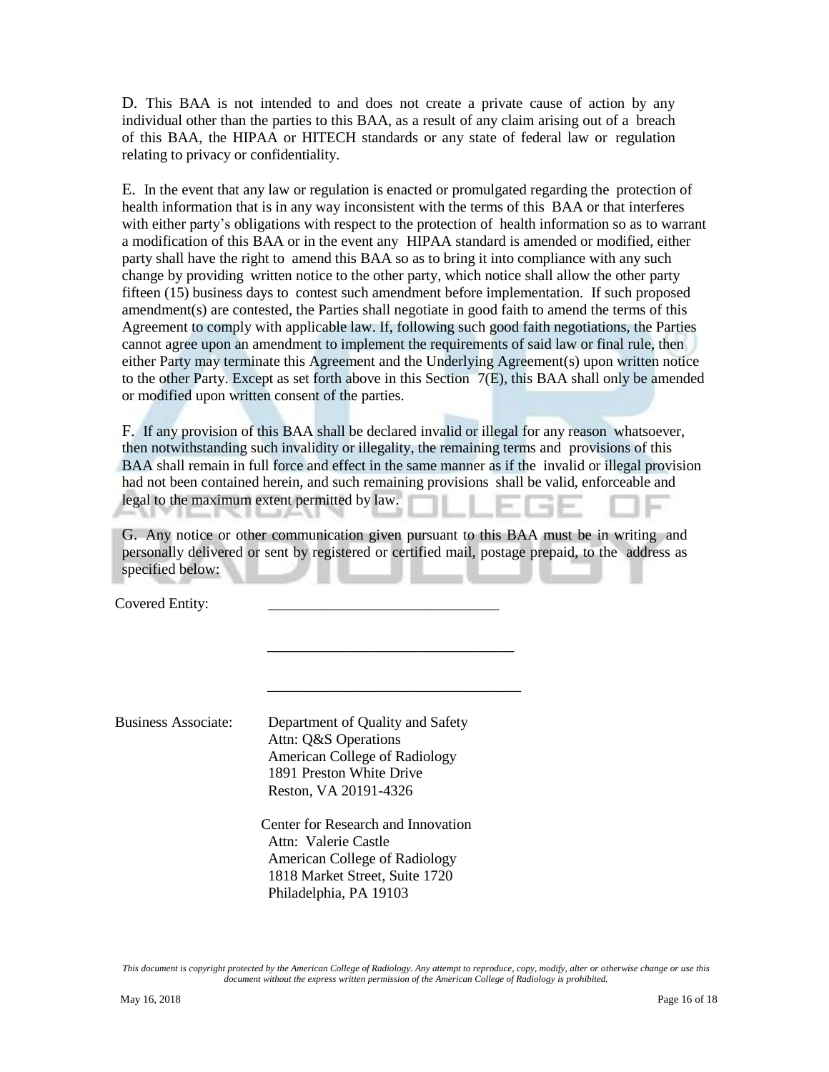D. This BAA is not intended to and does not create a private cause of action by any individual other than the parties to this BAA, as a result of any claim arising out of a breach of this BAA, the HIPAA or HITECH standards or any state of federal law or regulation relating to privacy or confidentiality.

E. In the event that any law or regulation is enacted or promulgated regarding the protection of health information that is in any way inconsistent with the terms of this BAA or that interferes with either party's obligations with respect to the protection of health information so as to warrant a modification of this BAA or in the event any HIPAA standard is amended or modified, either party shall have the right to amend this BAA so as to bring it into compliance with any such change by providing written notice to the other party, which notice shall allow the other party fifteen (15) business days to contest such amendment before implementation. If such proposed amendment(s) are contested, the Parties shall negotiate in good faith to amend the terms of this Agreement to comply with applicable law. If, following such good faith negotiations, the Parties cannot agree upon an amendment to implement the requirements of said law or final rule, then either Party may terminate this Agreement and the Underlying Agreement(s) upon written notice to the other Party. Except as set forth above in this Section 7(E), this BAA shall only be amended or modified upon written consent of the parties.

F. If any provision of this BAA shall be declared invalid or illegal for any reason whatsoever, then notwithstanding such invalidity or illegality, the remaining terms and provisions of this BAA shall remain in full force and effect in the same manner as if the invalid or illegal provision had not been contained herein, and such remaining provisions shall be valid, enforceable and legal to the maximum extent permitted by law.

G. Any notice or other communication given pursuant to this BAA must be in writing and personally delivered or sent by registered or certified mail, postage prepaid, to the address as specified below:

Covered Entity: ______________________________

______________________________

______________________________

Business Associate:

Department of Quality and Safety
Attn: Q&S Operations
American College of Radiology
1891 Preston White Drive
Reston, VA 20191-4326

Center for Research and Innovation
Attn: Valerie Castle
American College of Radiology
1818 Market Street, Suite 1720
Philadelphia, PA 19103

*This document is copyright protected by the American College of Radiology. Any attempt to reproduce, copy, modify, alter or otherwise change or use this document without the express written permission of the American College of Radiology is prohibited.*

May 16, 2018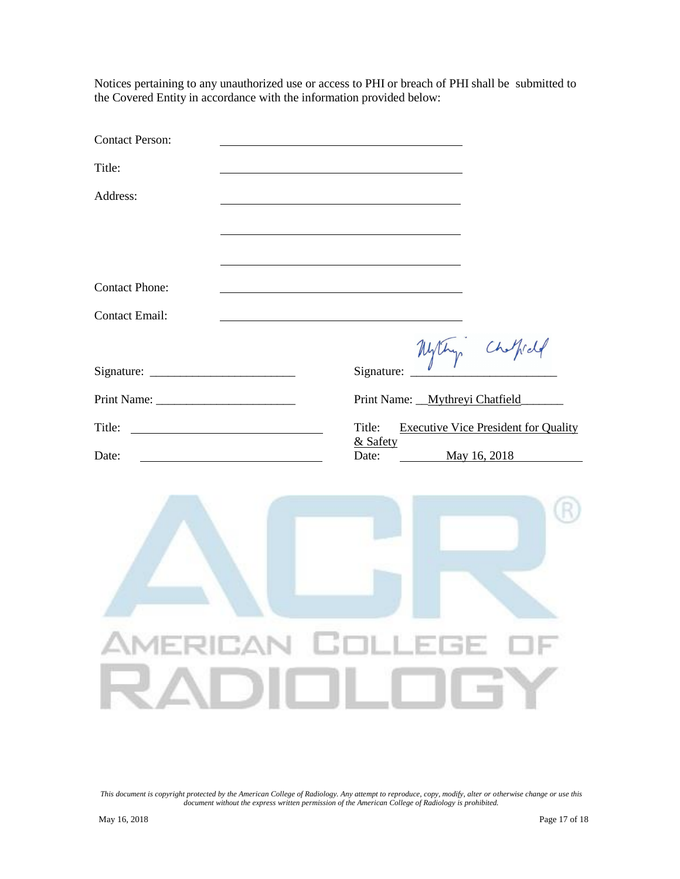Notices pertaining to any unauthorized use or access to PHI or breach of PHI shall be submitted to the Covered Entity in accordance with the information provided below:

Contact Person: ______________________________

Title: ______________________________

Address: ______________________________

______________________________

______________________________

Contact Phone: ______________________________

Contact Email: ______________________________

| | |
|---|---|
| Signature: ________________________ | Signature: ________________________ |
| Print Name: ________________________ | Print Name: Mythreyi Chatfield |
| Title: ________________________ | Title: Executive Vice President for Quality & Safety |
| Date: ________________________ | Date: May 16, 2018 |

*This document is copyright protected by the American College of Radiology. Any attempt to reproduce, copy, modify, alter or otherwise change or use this document without the express written permission of the American College of Radiology is prohibited.*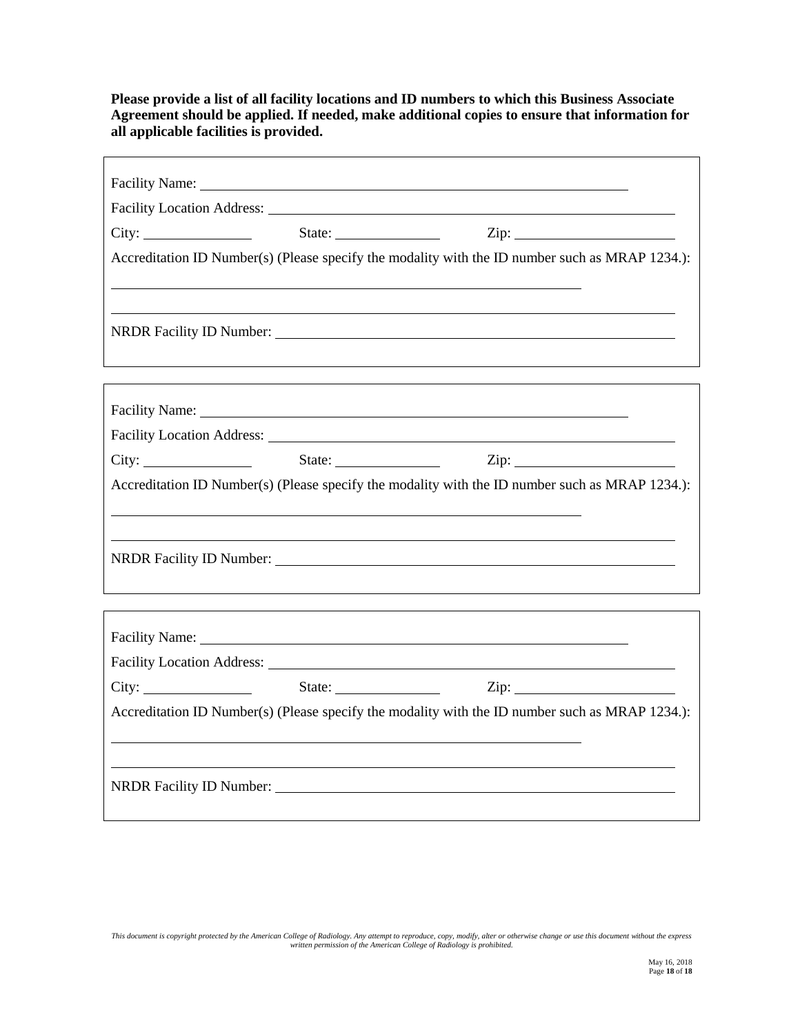**Please provide a list of all facility locations and ID numbers to which this Business Associate Agreement should be applied. If needed, make additional copies to ensure that information for all applicable facilities is provided.**

Facility Name: ______________________________

Facility Location Address: ______________________________

City: ____________ State: ____________ Zip: ____________

Accreditation ID Number(s) (Please specify the modality with the ID number such as MRAP 1234.):

______________________________

______________________________

NRDR Facility ID Number: ______________________________

---

Facility Name: ______________________________

Facility Location Address: ______________________________

City: ____________ State: ____________ Zip: ____________

Accreditation ID Number(s) (Please specify the modality with the ID number such as MRAP 1234.):

______________________________

______________________________

NRDR Facility ID Number: ______________________________

---

Facility Name: ______________________________

Facility Location Address: ______________________________

City: ____________ State: ____________ Zip: ____________

Accreditation ID Number(s) (Please specify the modality with the ID number such as MRAP 1234.):

______________________________

______________________________

NRDR Facility ID Number: ______________________________

*This document is copyright protected by the American College of Radiology. Any attempt to reproduce, copy, modify, alter or otherwise change or use this document without the express written permission of the American College of Radiology is prohibited.*

May 16, 2018